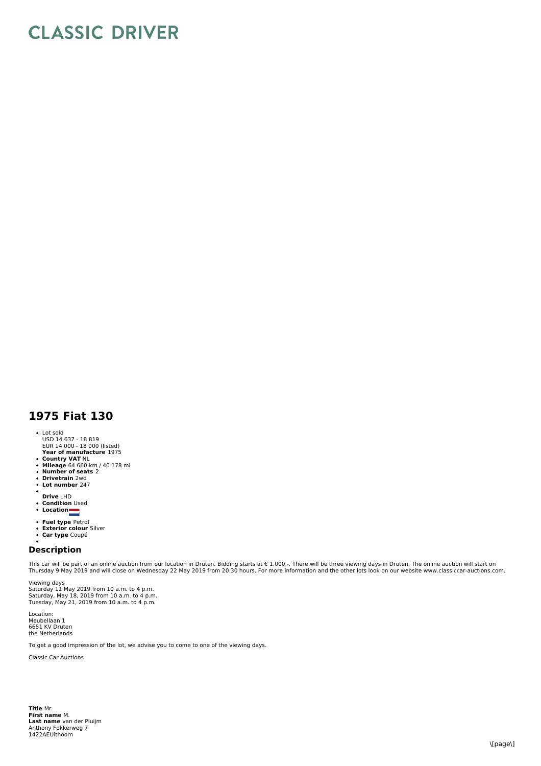# CLASSIC DRIVER

## 1975 Fiat 130

- Lot sold
  USD 14 637 - 18 819
  EUR 14 000 - 18 000 (listed)
  **Year of manufacture** 1975
- **Country VAT** NL
- **Mileage** 64 660 km / 40 178 mi
- **Number of seats** 2
- **Drivetrain** 2wd
- **Lot number** 247
- **Drive** LHD
- **Condition** Used
- **Location**
- **Fuel type** Petrol
- **Exterior colour** Silver
- **Car type** Coupé

### Description

This car will be part of an online auction from our location in Druten. Bidding starts at € 1.000,-. There will be three viewing days in Druten. The online auction will start on Thursday 9 May 2019 and will close on Wednesday 22 May 2019 from 20.30 hours. For more information and the other lots look on our website www.classiccar-auctions.com.

Viewing days
Saturday 11 May 2019 from 10 a.m. to 4 p.m.
Saturday, May 18, 2019 from 10 a.m. to 4 p.m.
Tuesday, May 21, 2019 from 10 a.m. to 4 p.m.

Location:
Meubellaan 1
6651 KV Druten
the Netherlands

To get a good impression of the lot, we advise you to come to one of the viewing days.

Classic Car Auctions

**Title** Mr
**First name** M.
**Last name** van der Pluijm
Anthony Fokkerweg 7
1422AEUithoorn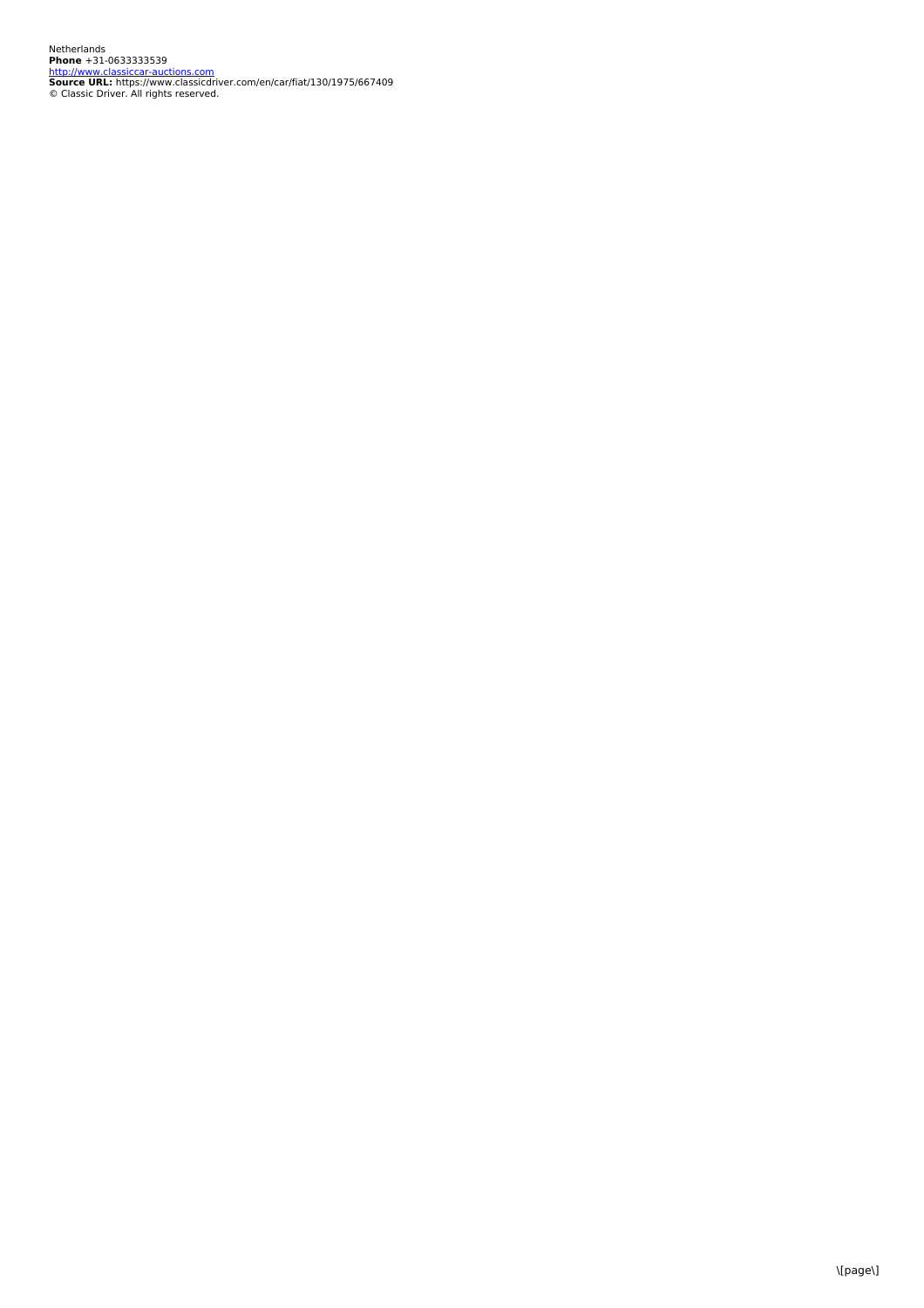Netherlands
**Phone** +31-0633333539
[http://www.classiccar-auctions.com](http://www.classiccar-auctions.com)
**Source URL:** https://www.classicdriver.com/en/car/fiat/130/1975/667409
© Classic Driver. All rights reserved.